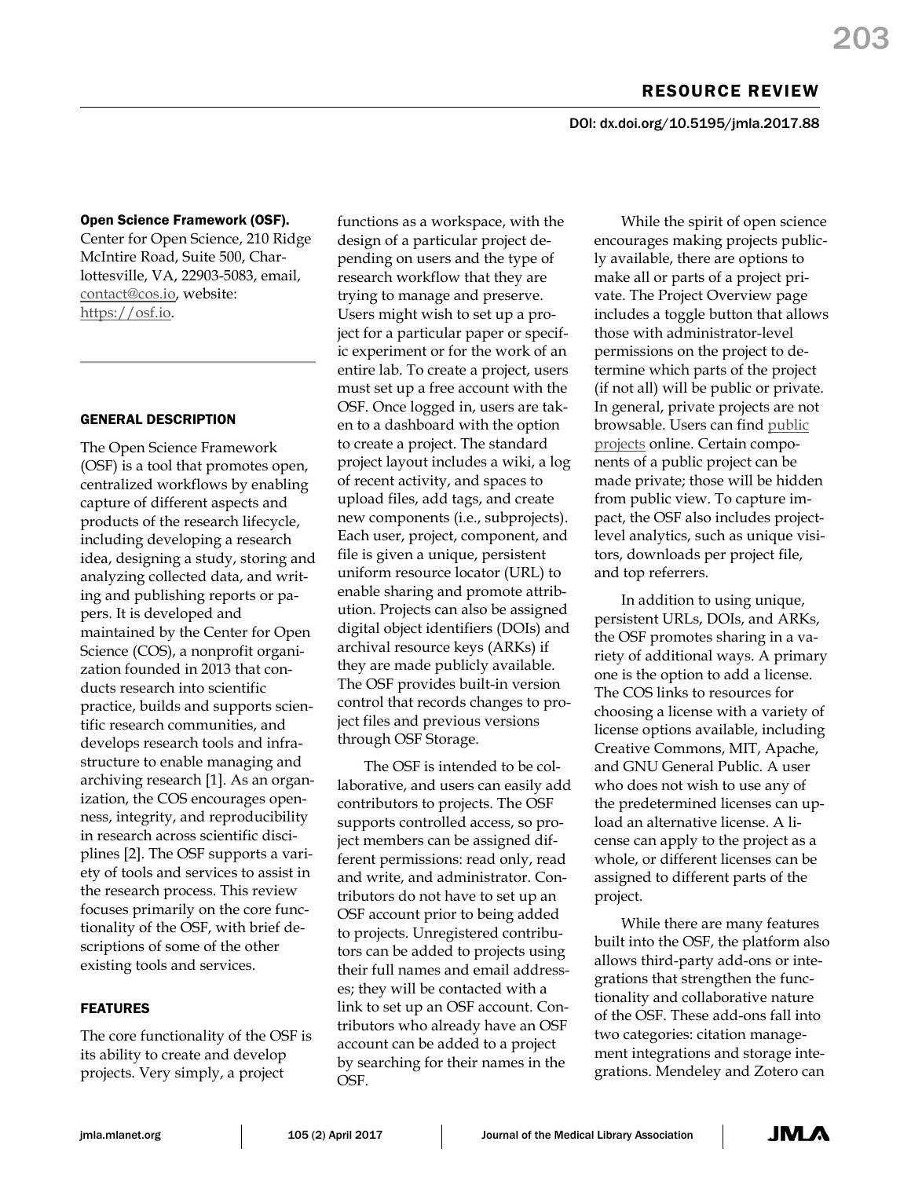## RESOURCE REVIEW

DOI: dx.doi.org/10.5195/jmla.2017.88

**Open Science Framework (OSF).** Center for Open Science, 210 Ridge McIntire Road, Suite 500, Charlottesville, VA, 22903-5083, email, contact@cos.io, website: https://osf.io.

### GENERAL DESCRIPTION

The Open Science Framework (OSF) is a tool that promotes open, centralized workflows by enabling capture of different aspects and products of the research lifecycle, including developing a research idea, designing a study, storing and analyzing collected data, and writing and publishing reports or papers. It is developed and maintained by the Center for Open Science (COS), a nonprofit organization founded in 2013 that conducts research into scientific practice, builds and supports scientific research communities, and develops research tools and infrastructure to enable managing and archiving research [1]. As an organization, the COS encourages openness, integrity, and reproducibility in research across scientific disciplines [2]. The OSF supports a variety of tools and services to assist in the research process. This review focuses primarily on the core functionality of the OSF, with brief descriptions of some of the other existing tools and services.

### FEATURES

The core functionality of the OSF is its ability to create and develop projects. Very simply, a project functions as a workspace, with the design of a particular project depending on users and the type of research workflow that they are trying to manage and preserve. Users might wish to set up a project for a particular paper or specific experiment or for the work of an entire lab. To create a project, users must set up a free account with the OSF. Once logged in, users are taken to a dashboard with the option to create a project. The standard project layout includes a wiki, a log of recent activity, and spaces to upload files, add tags, and create new components (i.e., subprojects). Each user, project, component, and file is given a unique, persistent uniform resource locator (URL) to enable sharing and promote attribution. Projects can also be assigned digital object identifiers (DOIs) and archival resource keys (ARKs) if they are made publicly available. The OSF provides built-in version control that records changes to project files and previous versions through OSF Storage.

The OSF is intended to be collaborative, and users can easily add contributors to projects. The OSF supports controlled access, so project members can be assigned different permissions: read only, read and write, and administrator. Contributors do not have to set up an OSF account prior to being added to projects. Unregistered contributors can be added to projects using their full names and email addresses; they will be contacted with a link to set up an OSF account. Contributors who already have an OSF account can be added to a project by searching for their names in the OSF.

While the spirit of open science encourages making projects publicly available, there are options to make all or parts of a project private. The Project Overview page includes a toggle button that allows those with administrator-level permissions on the project to determine which parts of the project (if not all) will be public or private. In general, private projects are not browsable. Users can find public projects online. Certain components of a public project can be made private; those will be hidden from public view. To capture impact, the OSF also includes project-level analytics, such as unique visitors, downloads per project file, and top referrers.

In addition to using unique, persistent URLs, DOIs, and ARKs, the OSF promotes sharing in a variety of additional ways. A primary one is the option to add a license. The COS links to resources for choosing a license with a variety of license options available, including Creative Commons, MIT, Apache, and GNU General Public. A user who does not wish to use any of the predetermined licenses can upload an alternative license. A license can apply to the project as a whole, or different licenses can be assigned to different parts of the project.

While there are many features built into the OSF, the platform also allows third-party add-ons or integrations that strengthen the functionality and collaborative nature of the OSF. These add-ons fall into two categories: citation management integrations and storage integrations. Mendeley and Zotero can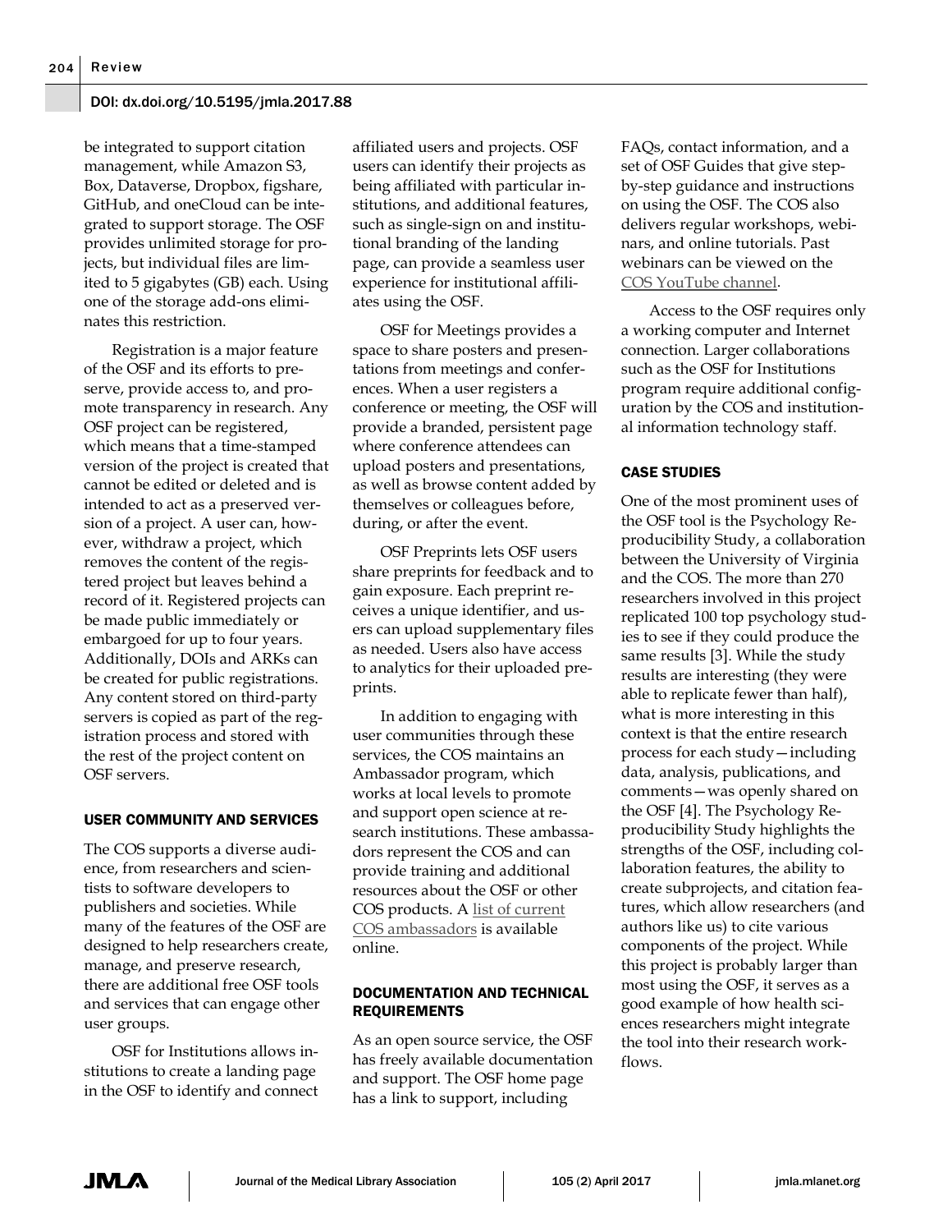be integrated to support citation management, while Amazon S3, Box, Dataverse, Dropbox, figshare, GitHub, and oneCloud can be integrated to support storage. The OSF provides unlimited storage for projects, but individual files are limited to 5 gigabytes (GB) each. Using one of the storage add-ons eliminates this restriction.

Registration is a major feature of the OSF and its efforts to preserve, provide access to, and promote transparency in research. Any OSF project can be registered, which means that a time-stamped version of the project is created that cannot be edited or deleted and is intended to act as a preserved version of a project. A user can, however, withdraw a project, which removes the content of the registered project but leaves behind a record of it. Registered projects can be made public immediately or embargoed for up to four years. Additionally, DOIs and ARKs can be created for public registrations. Any content stored on third-party servers is copied as part of the registration process and stored with the rest of the project content on OSF servers.

## USER COMMUNITY AND SERVICES

The COS supports a diverse audience, from researchers and scientists to software developers to publishers and societies. While many of the features of the OSF are designed to help researchers create, manage, and preserve research, there are additional free OSF tools and services that can engage other user groups.

OSF for Institutions allows institutions to create a landing page in the OSF to identify and connect affiliated users and projects. OSF users can identify their projects as being affiliated with particular institutions, and additional features, such as single-sign on and institutional branding of the landing page, can provide a seamless user experience for institutional affiliates using the OSF.

OSF for Meetings provides a space to share posters and presentations from meetings and conferences. When a user registers a conference or meeting, the OSF will provide a branded, persistent page where conference attendees can upload posters and presentations, as well as browse content added by themselves or colleagues before, during, or after the event.

OSF Preprints lets OSF users share preprints for feedback and to gain exposure. Each preprint receives a unique identifier, and users can upload supplementary files as needed. Users also have access to analytics for their uploaded preprints.

In addition to engaging with user communities through these services, the COS maintains an Ambassador program, which works at local levels to promote and support open science at research institutions. These ambassadors represent the COS and can provide training and additional resources about the OSF or other COS products. A list of current COS ambassadors is available online.

## DOCUMENTATION AND TECHNICAL REQUIREMENTS

As an open source service, the OSF has freely available documentation and support. The OSF home page has a link to support, including FAQs, contact information, and a set of OSF Guides that give step-by-step guidance and instructions on using the OSF. The COS also delivers regular workshops, webinars, and online tutorials. Past webinars can be viewed on the COS YouTube channel.

Access to the OSF requires only a working computer and Internet connection. Larger collaborations such as the OSF for Institutions program require additional configuration by the COS and institutional information technology staff.

## CASE STUDIES

One of the most prominent uses of the OSF tool is the Psychology Reproducibility Study, a collaboration between the University of Virginia and the COS. The more than 270 researchers involved in this project replicated 100 top psychology studies to see if they could produce the same results [3]. While the study results are interesting (they were able to replicate fewer than half), what is more interesting in this context is that the entire research process for each study—including data, analysis, publications, and comments—was openly shared on the OSF [4]. The Psychology Reproducibility Study highlights the strengths of the OSF, including collaboration features, the ability to create subprojects, and citation features, which allow researchers (and authors like us) to cite various components of the project. While this project is probably larger than most using the OSF, it serves as a good example of how health sciences researchers might integrate the tool into their research workflows.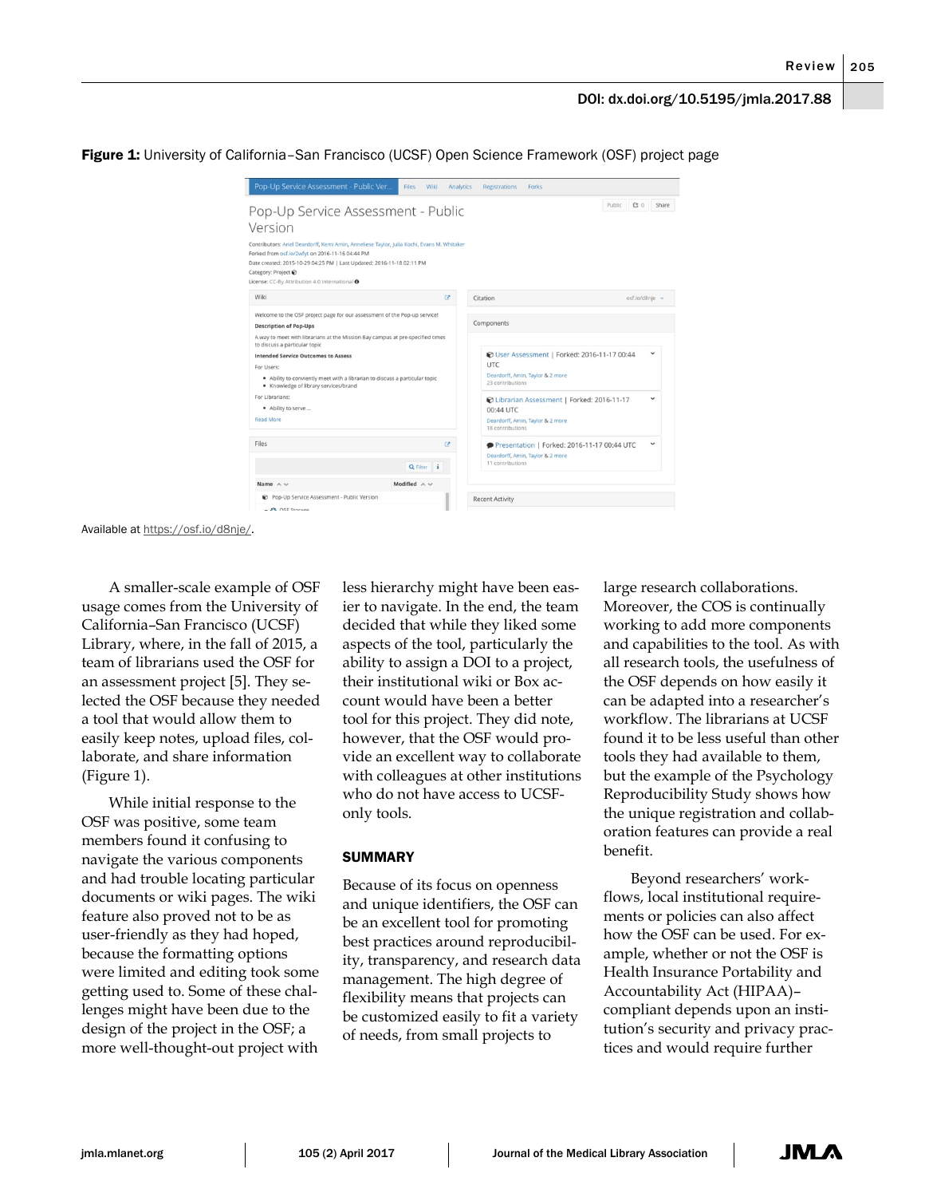**Figure 1:** University of California–San Francisco (UCSF) Open Science Framework (OSF) project page

Available at https://osf.io/d8nje/.

A smaller-scale example of OSF usage comes from the University of California–San Francisco (UCSF) Library, where, in the fall of 2015, a team of librarians used the OSF for an assessment project [5]. They selected the OSF because they needed a tool that would allow them to easily keep notes, upload files, collaborate, and share information (Figure 1).

While initial response to the OSF was positive, some team members found it confusing to navigate the various components and had trouble locating particular documents or wiki pages. The wiki feature also proved not to be as user-friendly as they had hoped, because the formatting options were limited and editing took some getting used to. Some of these challenges might have been due to the design of the project in the OSF; a more well-thought-out project with less hierarchy might have been easier to navigate. In the end, the team decided that while they liked some aspects of the tool, particularly the ability to assign a DOI to a project, their institutional wiki or Box account would have been a better tool for this project. They did note, however, that the OSF would provide an excellent way to collaborate with colleagues at other institutions who do not have access to UCSF-only tools.

## SUMMARY

Because of its focus on openness and unique identifiers, the OSF can be an excellent tool for promoting best practices around reproducibility, transparency, and research data management. The high degree of flexibility means that projects can be customized easily to fit a variety of needs, from small projects to large research collaborations. Moreover, the COS is continually working to add more components and capabilities to the tool. As with all research tools, the usefulness of the OSF depends on how easily it can be adapted into a researcher's workflow. The librarians at UCSF found it to be less useful than other tools they had available to them, but the example of the Psychology Reproducibility Study shows how the unique registration and collaboration features can provide a real benefit.

Beyond researchers' workflows, local institutional requirements or policies can also affect how the OSF can be used. For example, whether or not the OSF is Health Insurance Portability and Accountability Act (HIPAA)–compliant depends upon an institution's security and privacy practices and would require further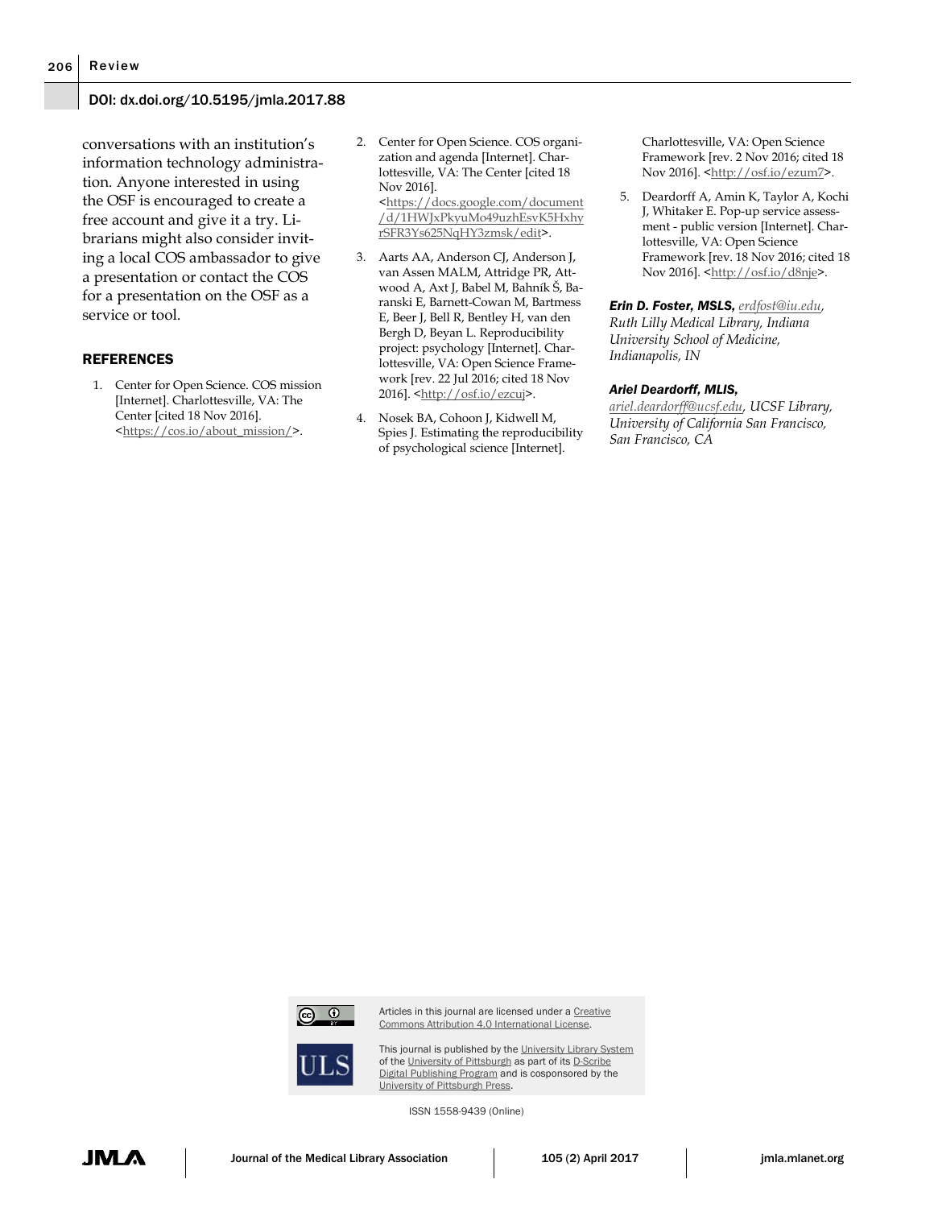conversations with an institution's information technology administration. Anyone interested in using the OSF is encouraged to create a free account and give it a try. Librarians might also consider inviting a local COS ambassador to give a presentation or contact the COS for a presentation on the OSF as a service or tool.

## REFERENCES

1. Center for Open Science. COS mission [Internet]. Charlottesville, VA: The Center [cited 18 Nov 2016]. <https://cos.io/about_mission/>.
2. Center for Open Science. COS organization and agenda [Internet]. Charlottesville, VA: The Center [cited 18 Nov 2016]. <https://docs.google.com/document/d/1HWJxPkyuMo49uzhEsvK5HxhyrSFR3Ys625NqHY3zmsk/edit>.
3. Aarts AA, Anderson CJ, Anderson J, van Assen MALM, Attridge PR, Attwood A, Axt J, Babel M, Bahník Š, Baranski E, Barnett-Cowan M, Bartmess E, Beer J, Bell R, Bentley H, van den Bergh D, Beyan L. Reproducibility project: psychology [Internet]. Charlottesville, VA: Open Science Framework [rev. 22 Jul 2016; cited 18 Nov 2016]. <http://osf.io/ezcuj>.
4. Nosek BA, Cohoon J, Kidwell M, Spies J. Estimating the reproducibility of psychological science [Internet]. Charlottesville, VA: Open Science Framework [rev. 2 Nov 2016; cited 18 Nov 2016]. <http://osf.io/ezum7>.
5. Deardorff A, Amin K, Taylor A, Kochi J, Whitaker E. Pop-up service assessment - public version [Internet]. Charlottesville, VA: Open Science Framework [rev. 18 Nov 2016; cited 18 Nov 2016]. <http://osf.io/d8nje>.

***Erin D. Foster, MSLS***, *erdfost@iu.edu*, *Ruth Lilly Medical Library, Indiana University School of Medicine, Indianapolis, IN*

***Ariel Deardorff, MLIS***, *ariel.deardorff@ucsf.edu*, *UCSF Library, University of California San Francisco, San Francisco, CA*

Articles in this journal are licensed under a Creative Commons Attribution 4.0 International License.

This journal is published by the University Library System of the University of Pittsburgh as part of its D-Scribe Digital Publishing Program and is cosponsored by the University of Pittsburgh Press.

ISSN 1558-9439 (Online)